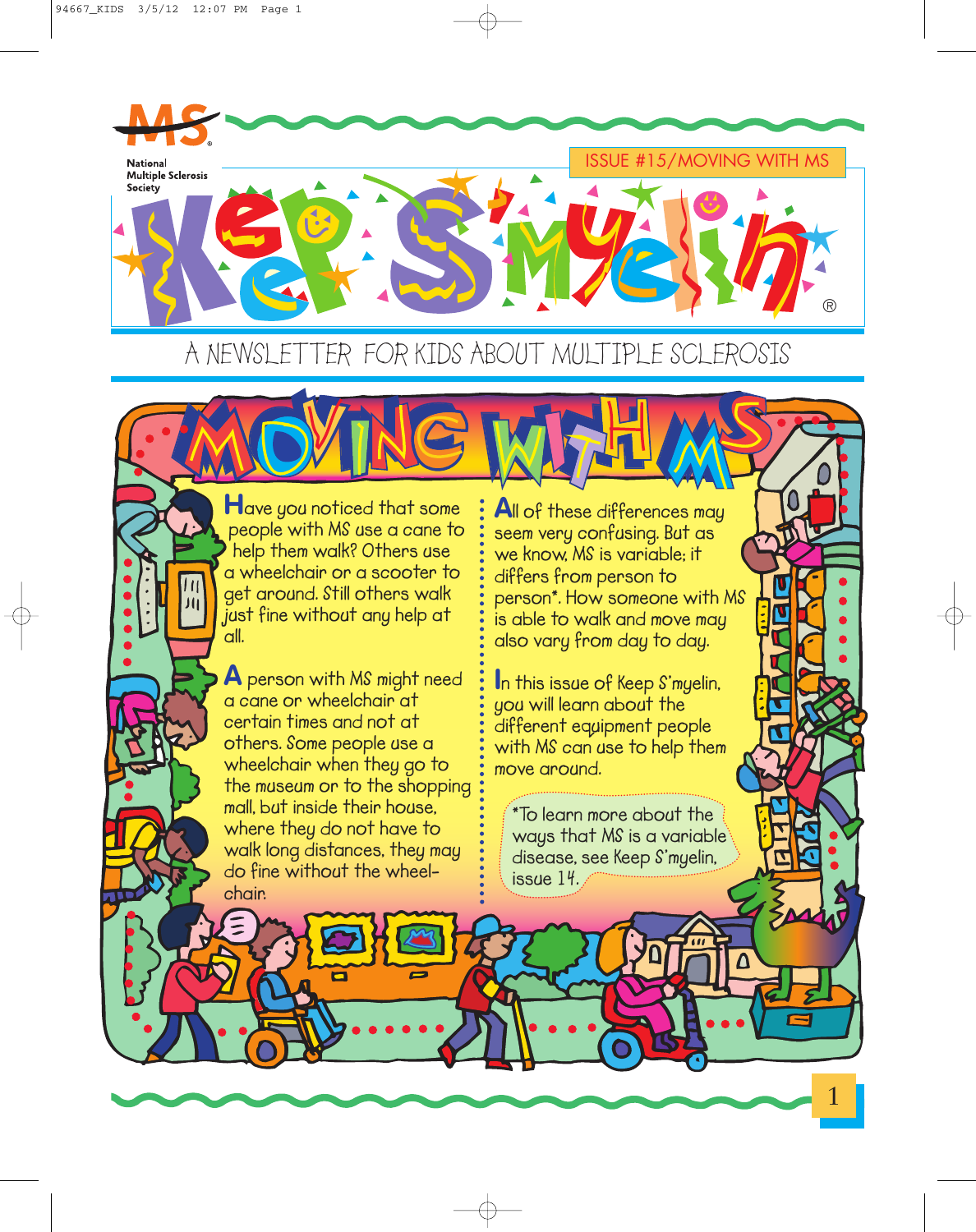National Multiple Sclerosis Society

ISSUE #15/MOVING WITH MS

# Keep S'myelin®

A NEWSLETTER FOR KIDS ABOUT MULTIPLE SCLEROSIS

## MOVING WITH MS

Have you noticed that some people with MS use a cane to help them walk? Others use a wheelchair or a scooter to get around. Still others walk just fine without any help at all.

A person with MS might need a cane or wheelchair at certain times and not at others. Some people use a wheelchair when they go to the museum or to the shopping mall, but inside their house, where they do not have to walk long distances, they may do fine without the wheelchair.

All of these differences may seem very confusing. But as we know, MS is variable; it differs from person to person*. How someone with MS is able to walk and move may also vary from day to day.

In this issue of Keep S'myelin, you will learn about the different equipment people with MS can use to help them move around.

*To learn more about the ways that MS is a variable disease, see Keep S'myelin, issue 14.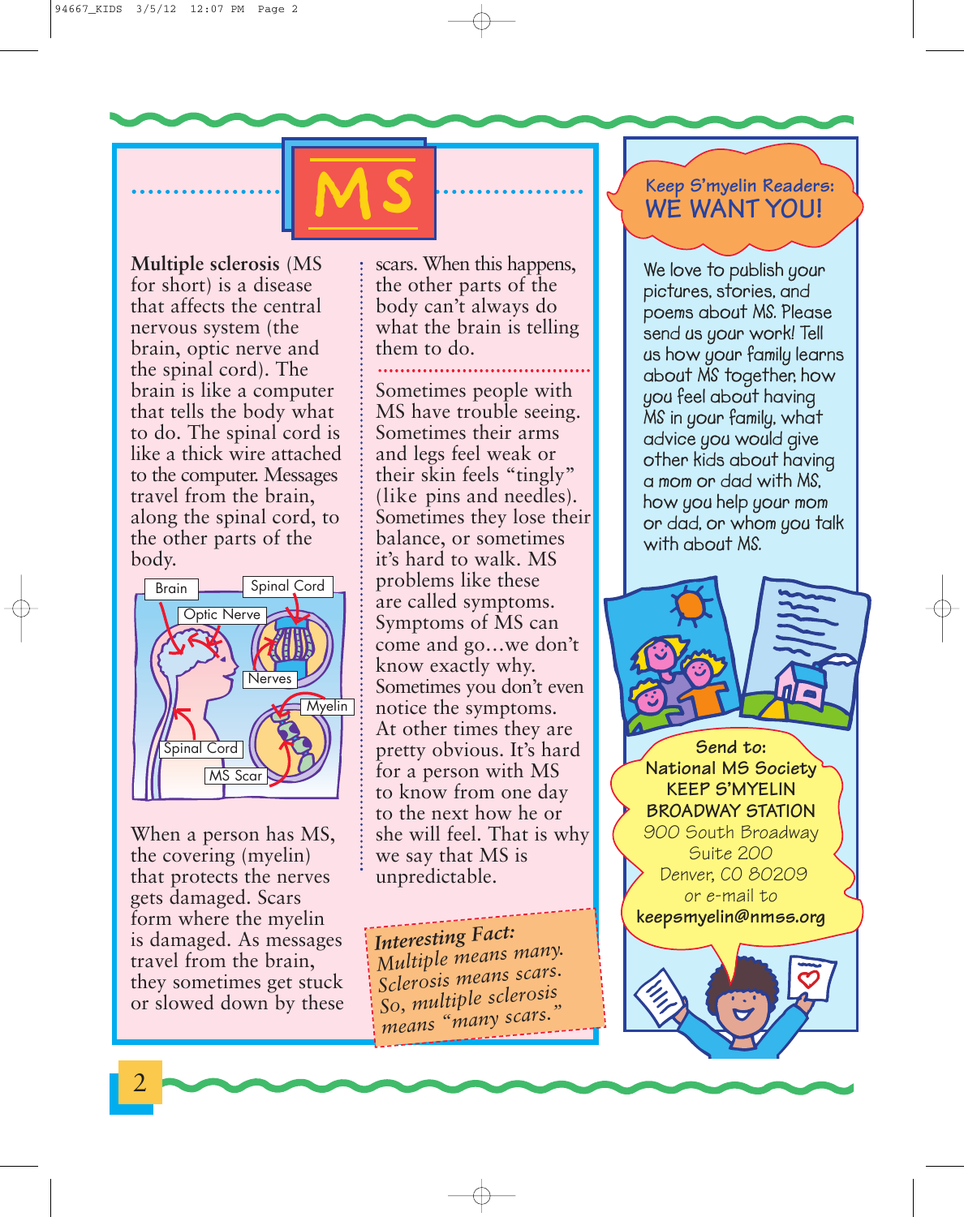# MS

**Multiple sclerosis** (MS for short) is a disease that affects the central nervous system (the brain, optic nerve and the spinal cord). The brain is like a computer that tells the body what to do. The spinal cord is like a thick wire attached to the computer. Messages travel from the brain, along the spinal cord, to the other parts of the body.

Brain | Spinal Cord | Optic Nerve | Nerves | Myelin | Spinal Cord | MS Scar

When a person has MS, the covering (myelin) that protects the nerves gets damaged. Scars form where the myelin is damaged. As messages travel from the brain, they sometimes get stuck or slowed down by these scars. When this happens, the other parts of the body can't always do what the brain is telling them to do.

Sometimes people with MS have trouble seeing. Sometimes their arms and legs feel weak or their skin feels "tingly" (like pins and needles). Sometimes they lose their balance, or sometimes it's hard to walk. MS problems like these are called symptoms. Symptoms of MS can come and go…we don't know exactly why. Sometimes you don't even notice the symptoms. At other times they are pretty obvious. It's hard for a person with MS to know from one day to the next how he or she will feel. That is why we say that MS is unpredictable.

*Interesting Fact:*
*Multiple means many. Sclerosis means scars. So, multiple sclerosis means "many scars."*

## Keep S'myelin Readers: WE WANT YOU!

We love to publish your pictures, stories, and poems about MS. Please send us your work! Tell us how your family learns about MS together, how you feel about having MS in your family, what advice you would give other kids about having a mom or dad with MS, how you help your mom or dad, or whom you talk with about MS.

**Send to:**
**National MS Society**
**KEEP S'MYELIN**
**BROADWAY STATION**
900 South Broadway
Suite 200
Denver, CO 80209
or e-mail to
**keepsmyelin@nmss.org**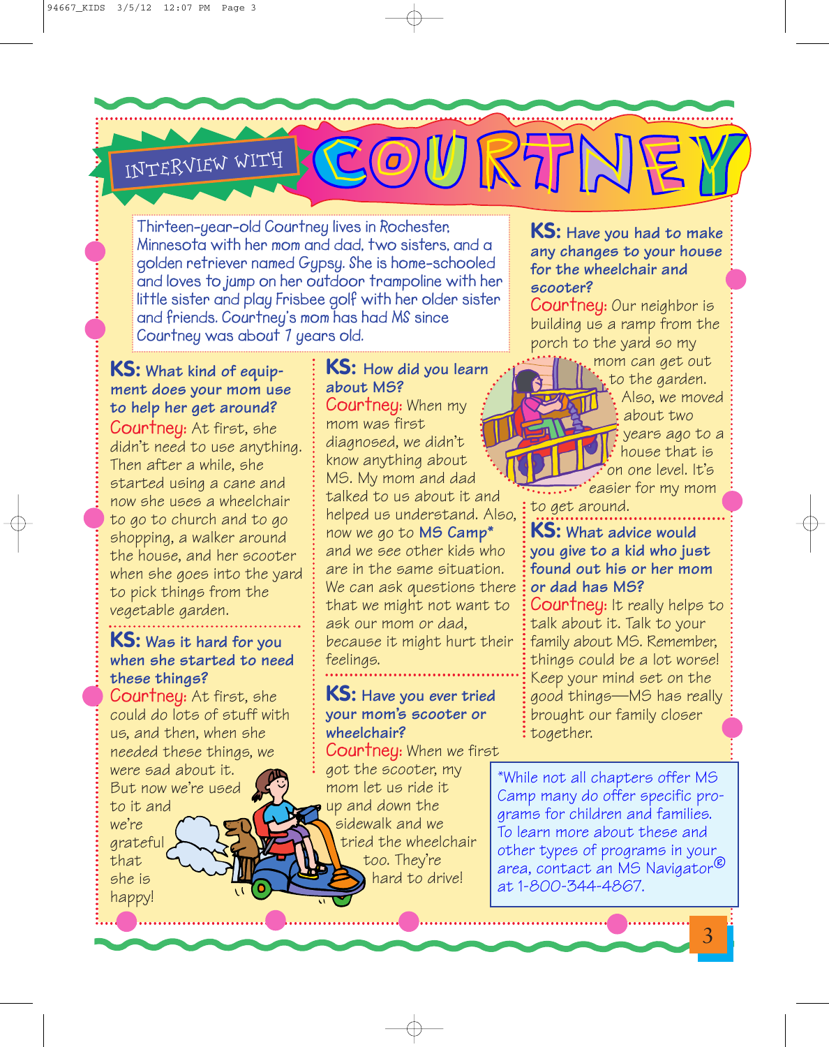# Interview with Courtney

Thirteen-year-old Courtney lives in Rochester, Minnesota with her mom and dad, two sisters, and a golden retriever named Gypsy. She is home-schooled and loves to jump on her outdoor trampoline with her little sister and play Frisbee golf with her older sister and friends. Courtney's mom has had MS since Courtney was about 7 years old.

**KS: What kind of equipment does your mom use to help her get around?**

**Courtney:** At first, she didn't need to use anything. Then after a while, she started using a cane and now she uses a wheelchair to go to church and to go shopping, a walker around the house, and her scooter when she goes into the yard to pick things from the vegetable garden.

**KS: Was it hard for you when she started to need these things?**

**Courtney:** At first, she could do lots of stuff with us, and then, when she needed these things, we were sad about it. But now we're used to it and we're grateful that she is happy!

**KS: How did you learn about MS?**

**Courtney:** When my mom was first diagnosed, we didn't know anything about MS. My mom and dad talked to us about it and helped us understand. Also, now we go to MS Camp* and we see other kids who are in the same situation. We can ask questions there that we might not want to ask our mom or dad, because it might hurt their feelings.

**KS: Have you ever tried your mom's scooter or wheelchair?**

**Courtney:** When we first got the scooter, my mom let us ride it up and down the sidewalk and we tried the wheelchair too. They're hard to drive!

**KS: Have you had to make any changes to your house for the wheelchair and scooter?**

**Courtney:** Our neighbor is building us a ramp from the porch to the yard so my mom can get out to the garden. Also, we moved about two years ago to a house that is on one level. It's easier for my mom to get around.

**KS: What advice would you give to a kid who just found out his or her mom or dad has MS?**

**Courtney:** It really helps to talk about it. Talk to your family about MS. Remember, things could be a lot worse! Keep your mind set on the good things—MS has really brought our family closer together.

*While not all chapters offer MS Camp many do offer specific programs for children and families. To learn more about these and other types of programs in your area, contact an MS Navigator® at 1-800-344-4867.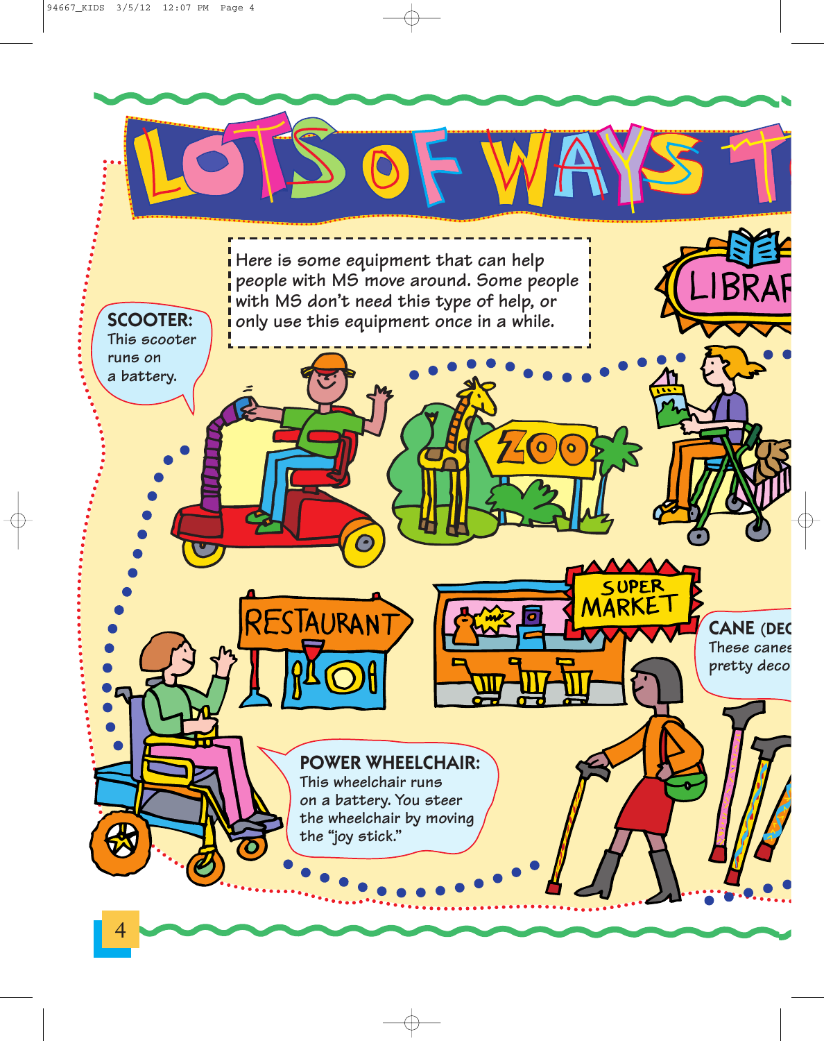# LOTS OF WAYS T

Here is some equipment that can help people with MS move around. Some people with MS don't need this type of help, or only use this equipment once in a while.

**SCOOTER:** This scooter runs on a battery.

LIBRAR

ZOO

RESTAURANT

SUPER MARKET

**CANE (DEC** These canes pretty deco

**POWER WHEELCHAIR:** This wheelchair runs on a battery. You steer the wheelchair by moving the "joy stick."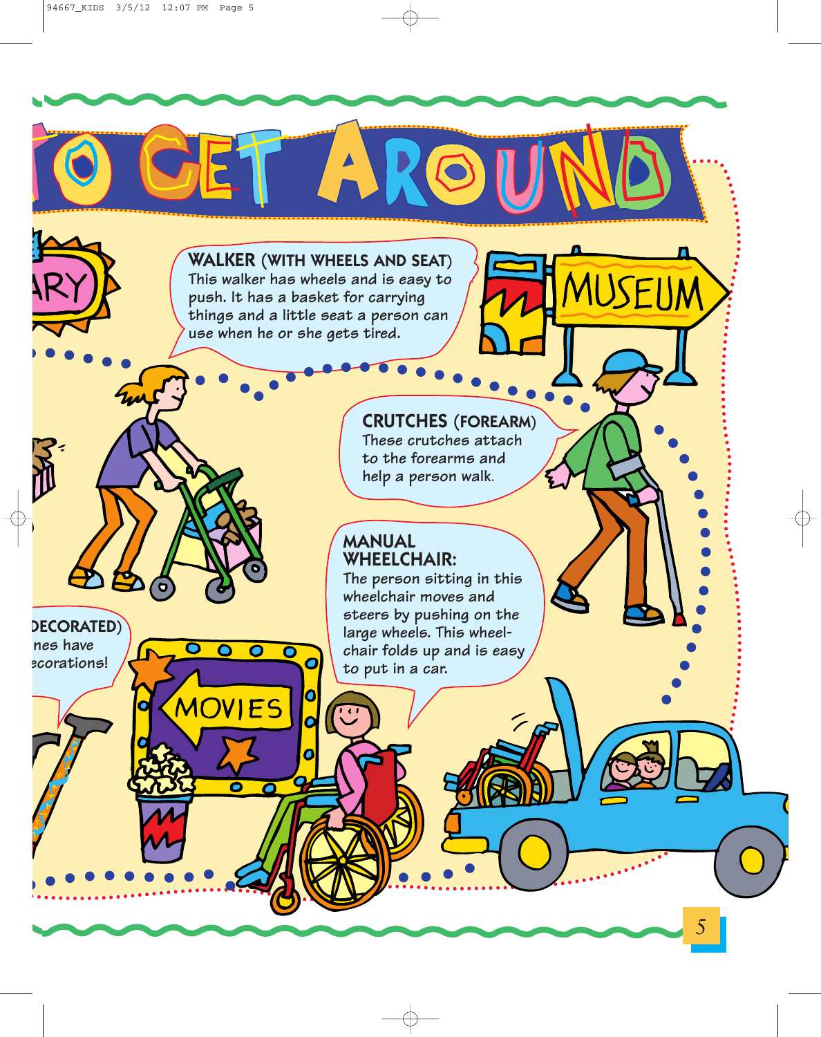# TO GET AROUND

**WALKER (WITH WHEELS AND SEAT)**
This walker has wheels and is easy to push. It has a basket for carrying things and a little seat a person can use when he or she gets tired.

MUSEUM

**CRUTCHES (FOREARM)**
These crutches attach to the forearms and help a person walk.

**MANUAL WHEELCHAIR:**
The person sitting in this wheelchair moves and steers by pushing on the large wheels. This wheelchair folds up and is easy to put in a car.

**DECORATED)**
nes have ecorations!

MOVIES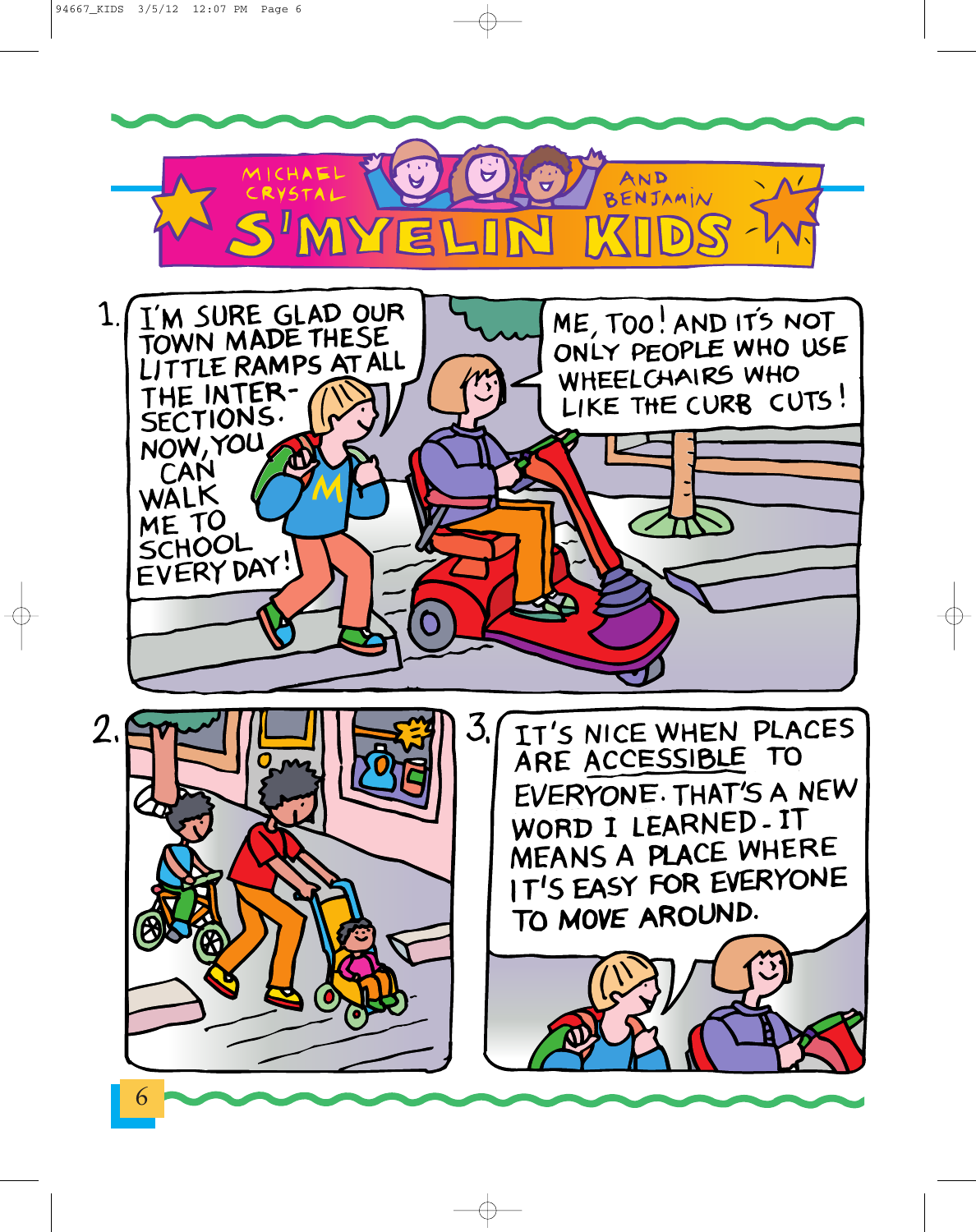MICHAEL CRYSTAL AND BENJAMIN

# S'MYELIN KIDS

1. I'M SURE GLAD OUR TOWN MADE THESE LITTLE RAMPS AT ALL THE INTER-SECTIONS. NOW, YOU CAN WALK ME TO SCHOOL EVERY DAY!

ME, TOO! AND IT'S NOT ONLY PEOPLE WHO USE WHEELCHAIRS WHO LIKE THE CURB CUTS!

2.

3. IT'S NICE WHEN PLACES ARE ACCESSIBLE TO EVERYONE. THAT'S A NEW WORD I LEARNED - IT MEANS A PLACE WHERE IT'S EASY FOR EVERYONE TO MOVE AROUND.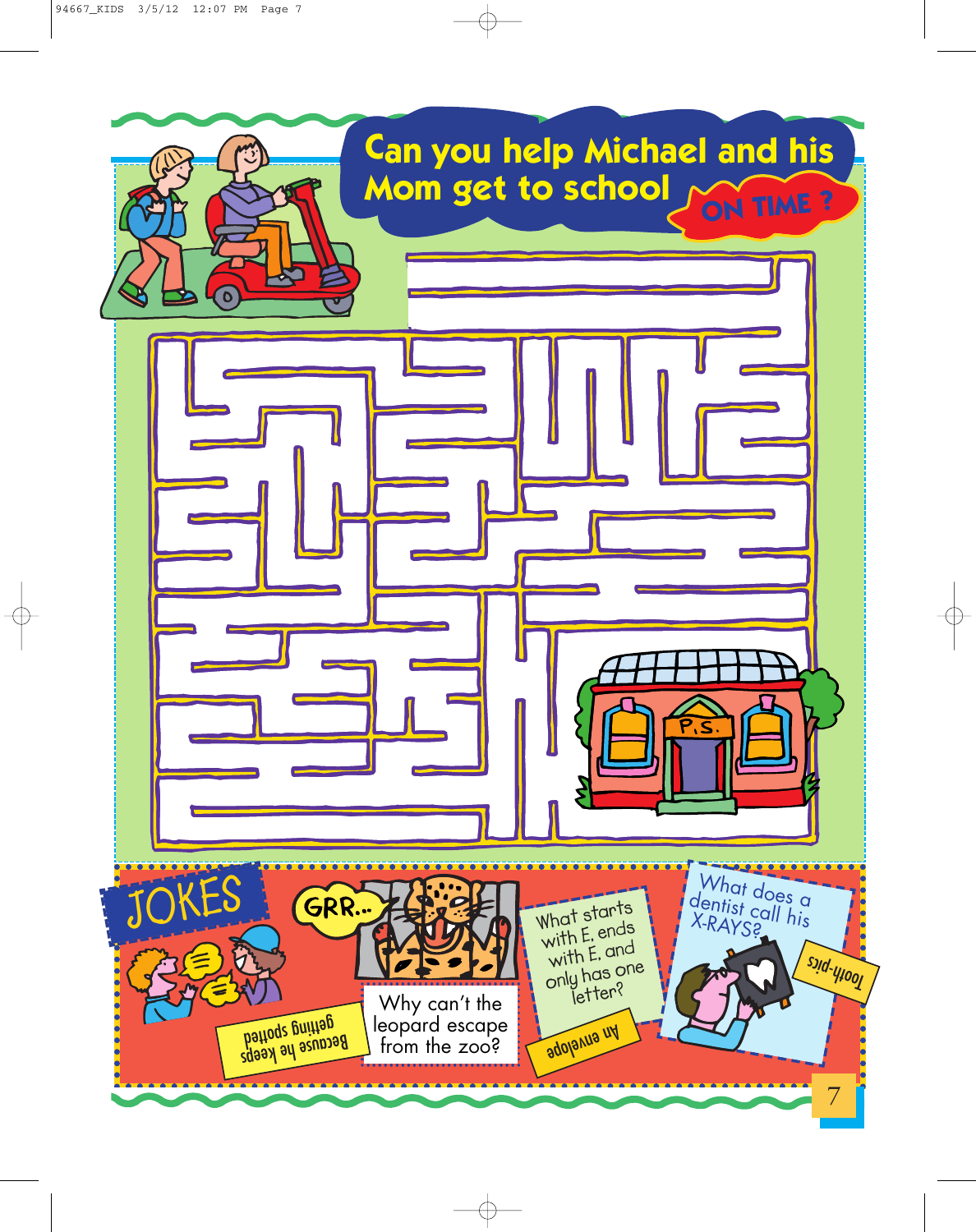# Can you help Michael and his Mom get to school ON TIME?

P.S.

## JOKES

GRR...

Why can't the leopard escape from the zoo?

Because he keeps getting spotted

What starts with E, ends with E, and only has one letter?

An envelope

What does a dentist call his X-RAYS?

Tooth-pics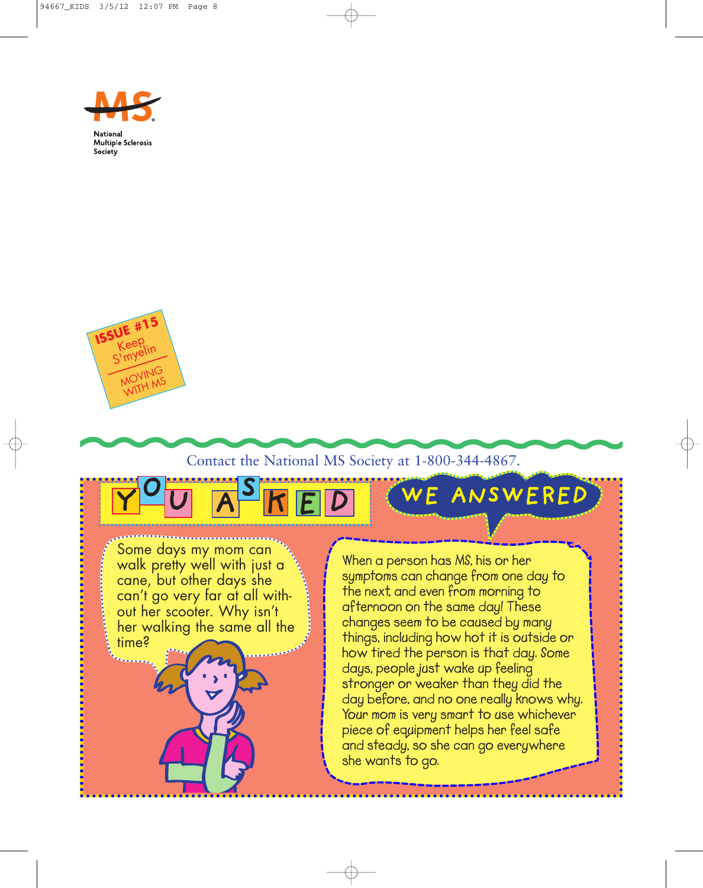National Multiple Sclerosis Society

ISSUE #15
Keep S'myelin
MOVING WITH MS

Contact the National MS Society at 1-800-344-4867.

## YOU ASKED

Some days my mom can walk pretty well with just a cane, but other days she can't go very far at all without her scooter. Why isn't her walking the same all the time?

## WE ANSWERED

When a person has MS, his or her symptoms can change from one day to the next, and even from morning to afternoon on the same day! These changes seem to be caused by many things, including how hot it is outside or how tired the person is that day. Some days, people just wake up feeling stronger or weaker than they did the day before, and no one really knows why. Your mom is very smart to use whichever piece of equipment helps her feel safe and steady, so she can go everywhere she wants to go.